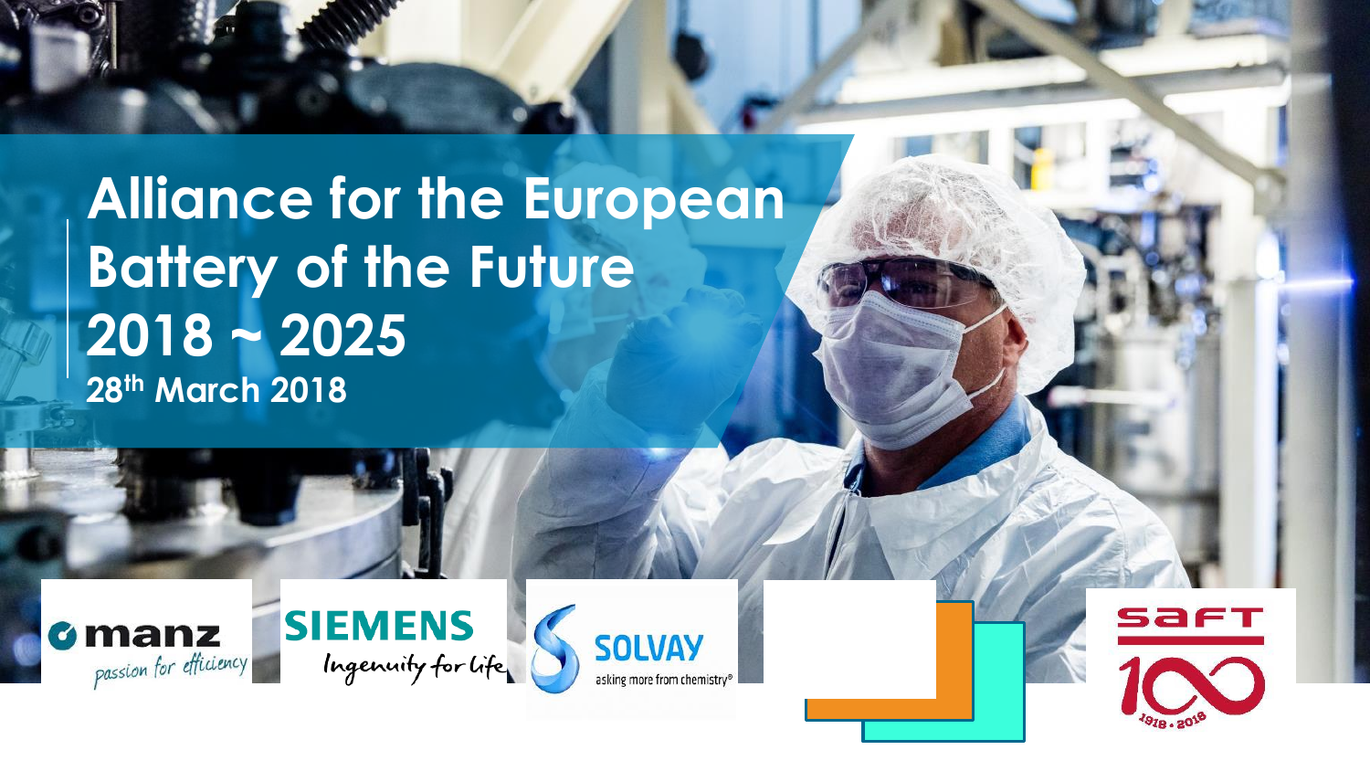# Alliance for the European Battery of the Future 2018 ~ 2025

**28th March 2018**

manz passion for efficiency

SIEMENS Ingenuity for life

SOLVAY asking more from chemistry®

SAFT 100 1918 • 2018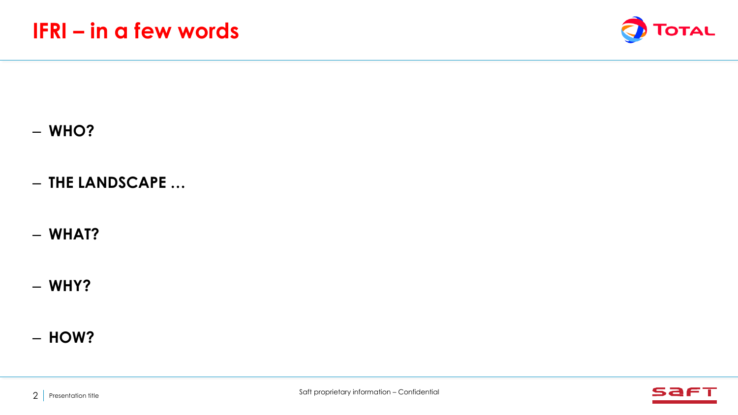# IFRI – in a few words

- **WHO?**
- **THE LANDSCAPE …**
- **WHAT?**
- **WHY?**
- **HOW?**

Saft proprietary information – Confidential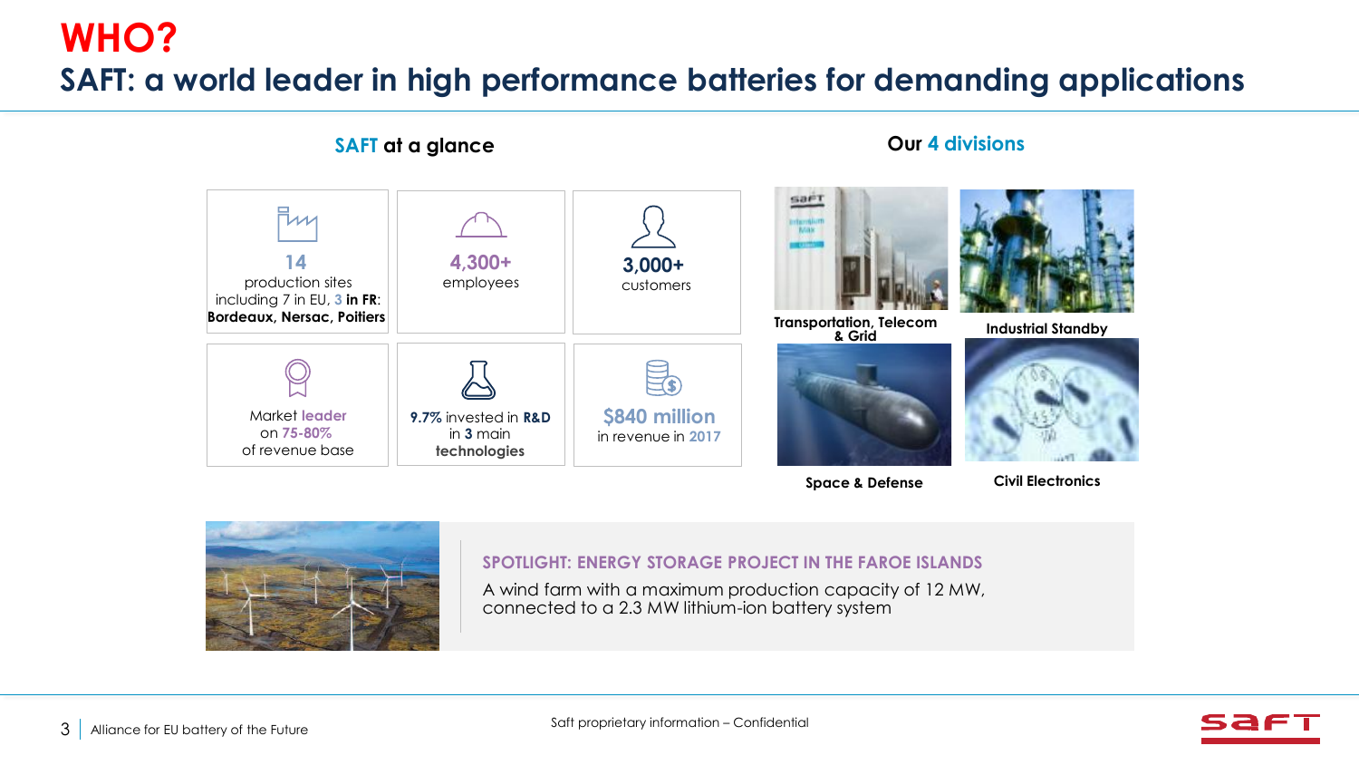# WHO?

## SAFT: a world leader in high performance batteries for demanding applications

### SAFT at a glance

- **14** production sites including 7 in EU, 3 **in FR**: **Bordeaux, Nersac, Poitiers**
- **4,300+** employees
- **3,000+** customers
- Market **leader** on **75-80%** of revenue base
- **9.7%** invested in **R&D** in **3** main **technologies**
- **$840 million** in revenue in **2017**

### Our 4 divisions

- **Transportation, Telecom & Grid**
- **Industrial Standby**
- **Space & Defense**
- **Civil Electronics**

**SPOTLIGHT: ENERGY STORAGE PROJECT IN THE FAROE ISLANDS**

A wind farm with a maximum production capacity of 12 MW, connected to a 2.3 MW lithium-ion battery system

Saft proprietary information – Confidential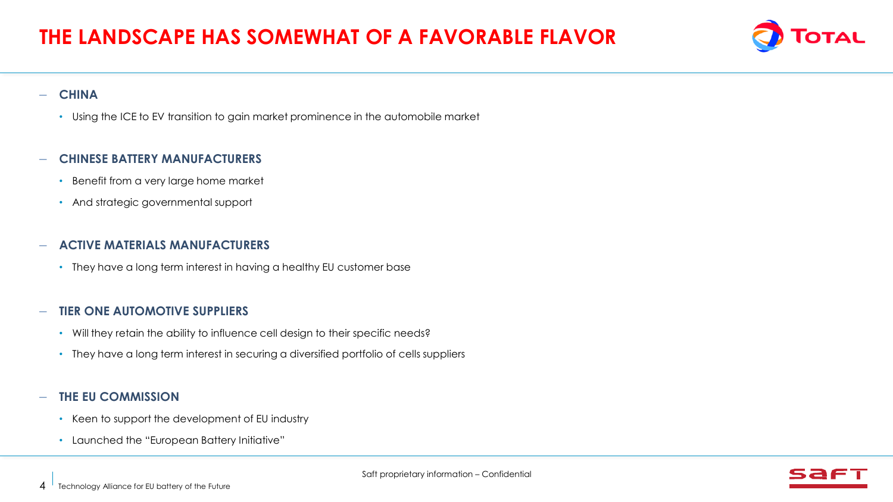# THE LANDSCAPE HAS SOMEWHAT OF A FAVORABLE FLAVOR

- **CHINA**
  - Using the ICE to EV transition to gain market prominence in the automobile market

- **CHINESE BATTERY MANUFACTURERS**
  - Benefit from a very large home market
  - And strategic governmental support

- **ACTIVE MATERIALS MANUFACTURERS**
  - They have a long term interest in having a healthy EU customer base

- **TIER ONE AUTOMOTIVE SUPPLIERS**
  - Will they retain the ability to influence cell design to their specific needs?
  - They have a long term interest in securing a diversified portfolio of cells suppliers

- **THE EU COMMISSION**
  - Keen to support the development of EU industry
  - Launched the "European Battery Initiative"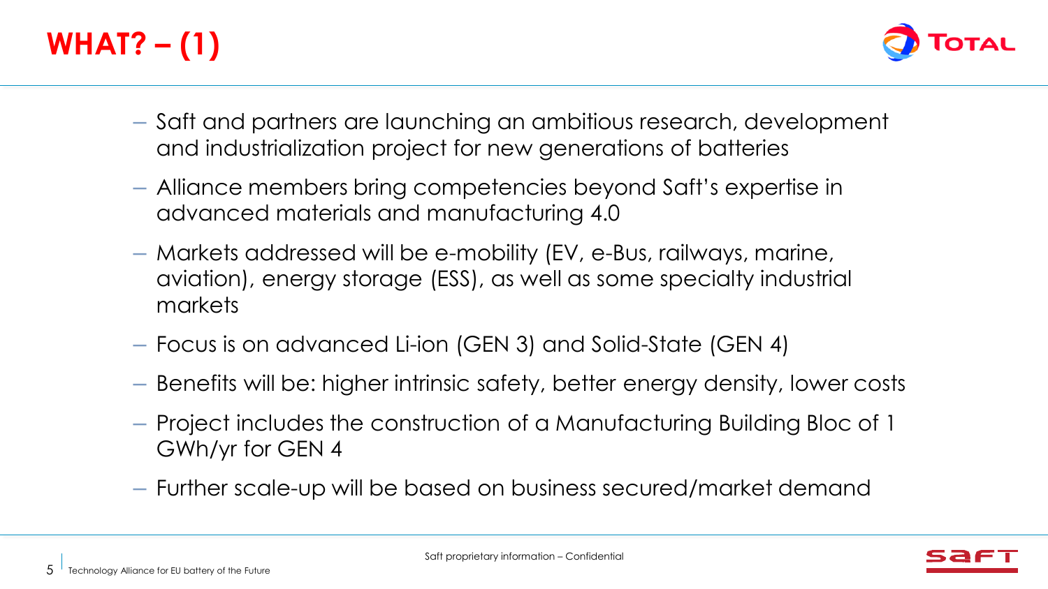# WHAT? – (1)

- Saft and partners are launching an ambitious research, development and industrialization project for new generations of batteries
- Alliance members bring competencies beyond Saft's expertise in advanced materials and manufacturing 4.0
- Markets addressed will be e-mobility (EV, e-Bus, railways, marine, aviation), energy storage (ESS), as well as some specialty industrial markets
- Focus is on advanced Li-ion (GEN 3) and Solid-State (GEN 4)
- Benefits will be: higher intrinsic safety, better energy density, lower costs
- Project includes the construction of a Manufacturing Building Bloc of 1 GWh/yr for GEN 4
- Further scale-up will be based on business secured/market demand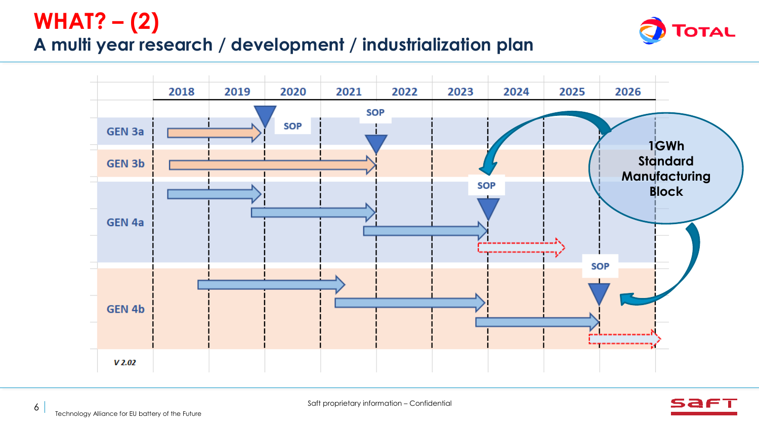# WHAT? – (2)

## A multi year research / development / industrialization plan

| | 2018 | 2019 | 2020 | 2021 | 2022 | 2023 | 2024 | 2025 | 2026 |
|---|---|---|---|---|---|---|---|---|---|
| GEN 3a | | | SOP | | | | | | |
| GEN 3b | | | | | SOP | | | | |
| GEN 4a | | | | | | | SOP | | |
| GEN 4b | | | | | | | | | SOP |

1GWh Standard Manufacturing Block

V 2.02

Saft proprietary information – Confidential

Technology Alliance for EU battery of the Future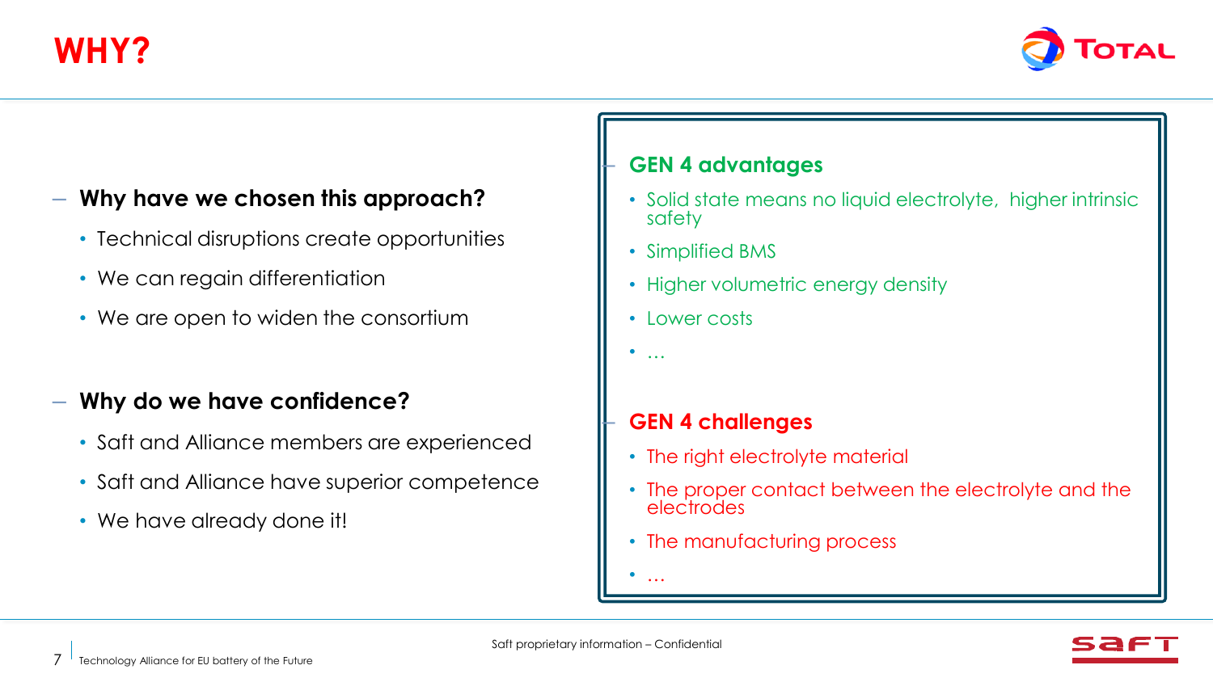# WHY?

## Why have we chosen this approach?

- Technical disruptions create opportunities
- We can regain differentiation
- We are open to widen the consortium

## Why do we have confidence?

- Saft and Alliance members are experienced
- Saft and Alliance have superior competence
- We have already done it!

## GEN 4 advantages

- Solid state means no liquid electrolyte, higher intrinsic safety
- Simplified BMS
- Higher volumetric energy density
- Lower costs
- …

## GEN 4 challenges

- The right electrolyte material
- The proper contact between the electrolyte and the electrodes
- The manufacturing process
- …

Saft proprietary information – Confidential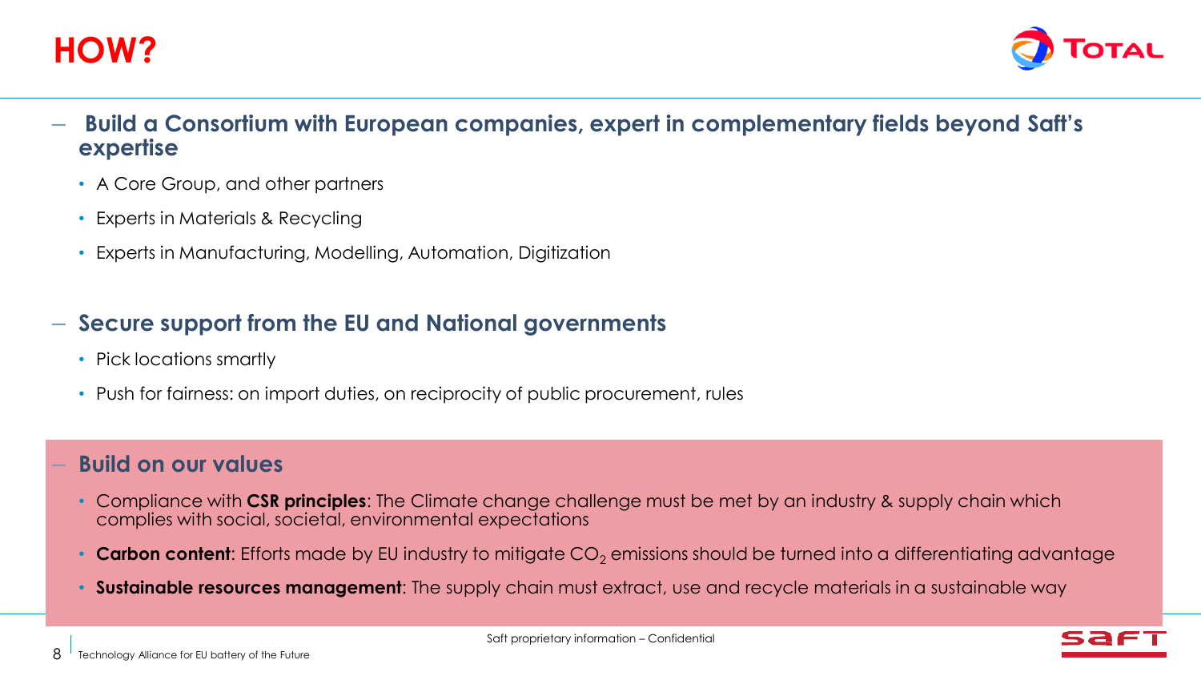# HOW?

- **Build a Consortium with European companies, expert in complementary fields beyond Saft's expertise**
  - A Core Group, and other partners
  - Experts in Materials & Recycling
  - Experts in Manufacturing, Modelling, Automation, Digitization

- **Secure support from the EU and National governments**
  - Pick locations smartly
  - Push for fairness: on import duties, on reciprocity of public procurement, rules

- **Build on our values**
  - Compliance with **CSR principles**: The Climate change challenge must be met by an industry & supply chain which complies with social, societal, environmental expectations
  - **Carbon content**: Efforts made by EU industry to mitigate $CO_2$ emissions should be turned into a differentiating advantage
  - **Sustainable resources management**: The supply chain must extract, use and recycle materials in a sustainable way

Saft proprietary information – Confidential